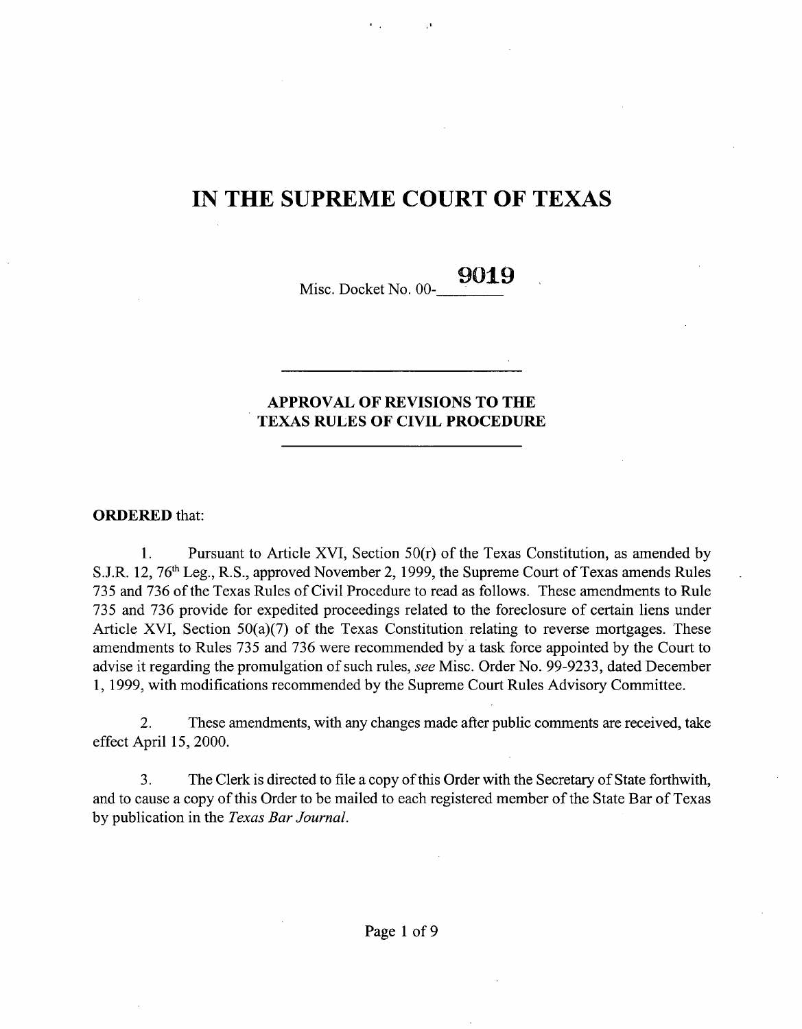# IN THE SUPREME COURT OF TEXAS

Misc. Docket No. 00-9019

---

**APPROVAL OF REVISIONS TO THE TEXAS RULES OF CIVIL PROCEDURE**

---

**ORDERED** that:

1. Pursuant to Article XVI, Section 50(r) of the Texas Constitution, as amended by S.J.R. 12, 76th Leg., R.S., approved November 2, 1999, the Supreme Court of Texas amends Rules 735 and 736 of the Texas Rules of Civil Procedure to read as follows. These amendments to Rule 735 and 736 provide for expedited proceedings related to the foreclosure of certain liens under Article XVI, Section 50(a)(7) of the Texas Constitution relating to reverse mortgages. These amendments to Rules 735 and 736 were recommended by a task force appointed by the Court to advise it regarding the promulgation of such rules, *see* Misc. Order No. 99-9233, dated December 1, 1999, with modifications recommended by the Supreme Court Rules Advisory Committee.

2. These amendments, with any changes made after public comments are received, take effect April 15, 2000.

3. The Clerk is directed to file a copy of this Order with the Secretary of State forthwith, and to cause a copy of this Order to be mailed to each registered member of the State Bar of Texas by publication in the *Texas Bar Journal*.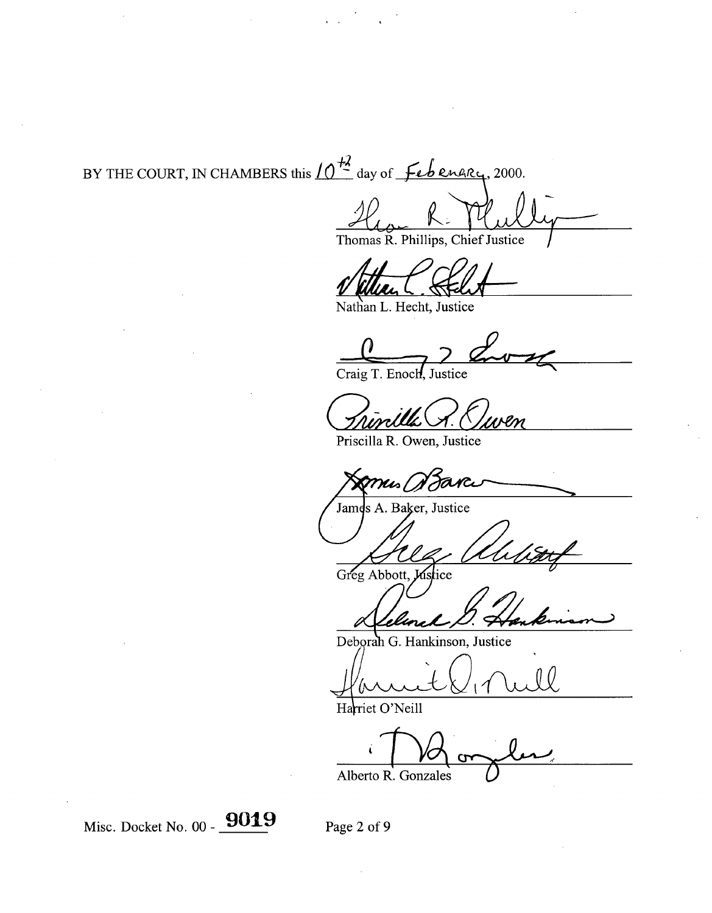BY THE COURT, IN CHAMBERS this 10th day of February, 2000.

Thomas R. Phillips, Chief Justice

Nathan L. Hecht, Justice

Craig T. Enoch, Justice

Priscilla R. Owen, Justice

James A. Baker, Justice

Greg Abbott, Justice

Deborah G. Hankinson, Justice

Harriet O'Neill

Alberto R. Gonzales

Misc. Docket No. 00 - **9019**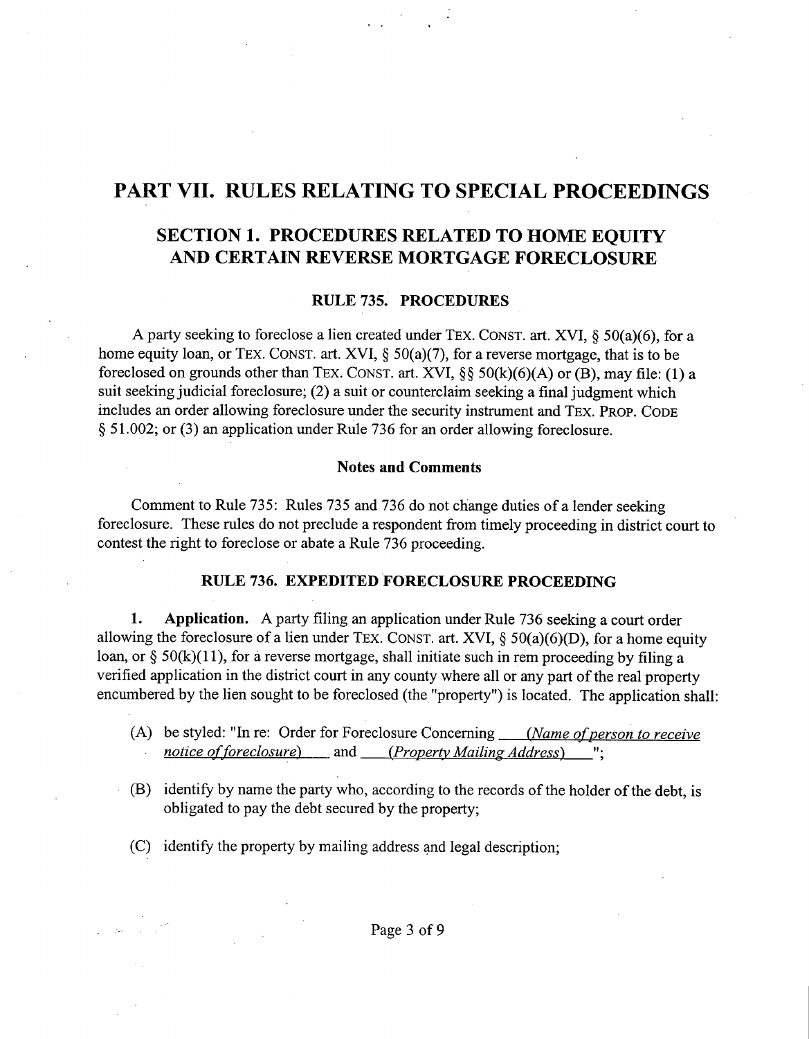# PART VII. RULES RELATING TO SPECIAL PROCEEDINGS

## SECTION 1. PROCEDURES RELATED TO HOME EQUITY AND CERTAIN REVERSE MORTGAGE FORECLOSURE

### RULE 735. PROCEDURES

A party seeking to foreclose a lien created under TEX. CONST. art. XVI, § 50(a)(6), for a home equity loan, or TEX. CONST. art. XVI, § 50(a)(7), for a reverse mortgage, that is to be foreclosed on grounds other than TEX. CONST. art. XVI, §§ 50(k)(6)(A) or (B), may file: (1) a suit seeking judicial foreclosure; (2) a suit or counterclaim seeking a final judgment which includes an order allowing foreclosure under the security instrument and TEX. PROP. CODE § 51.002; or (3) an application under Rule 736 for an order allowing foreclosure.

#### Notes and Comments

Comment to Rule 735: Rules 735 and 736 do not change duties of a lender seeking foreclosure. These rules do not preclude a respondent from timely proceeding in district court to contest the right to foreclose or abate a Rule 736 proceeding.

### RULE 736. EXPEDITED FORECLOSURE PROCEEDING

**1. Application.** A party filing an application under Rule 736 seeking a court order allowing the foreclosure of a lien under TEX. CONST. art. XVI, § 50(a)(6)(D), for a home equity loan, or § 50(k)(11), for a reverse mortgage, shall initiate such in rem proceeding by filing a verified application in the district court in any county where all or any part of the real property encumbered by the lien sought to be foreclosed (the "property") is located. The application shall:

- (A) be styled: "In re: Order for Foreclosure Concerning ____*(Name of person to receive notice of foreclosure)*____ and ____*(Property Mailing Address)*____";
- (B) identify by name the party who, according to the records of the holder of the debt, is obligated to pay the debt secured by the property;
- (C) identify the property by mailing address and legal description;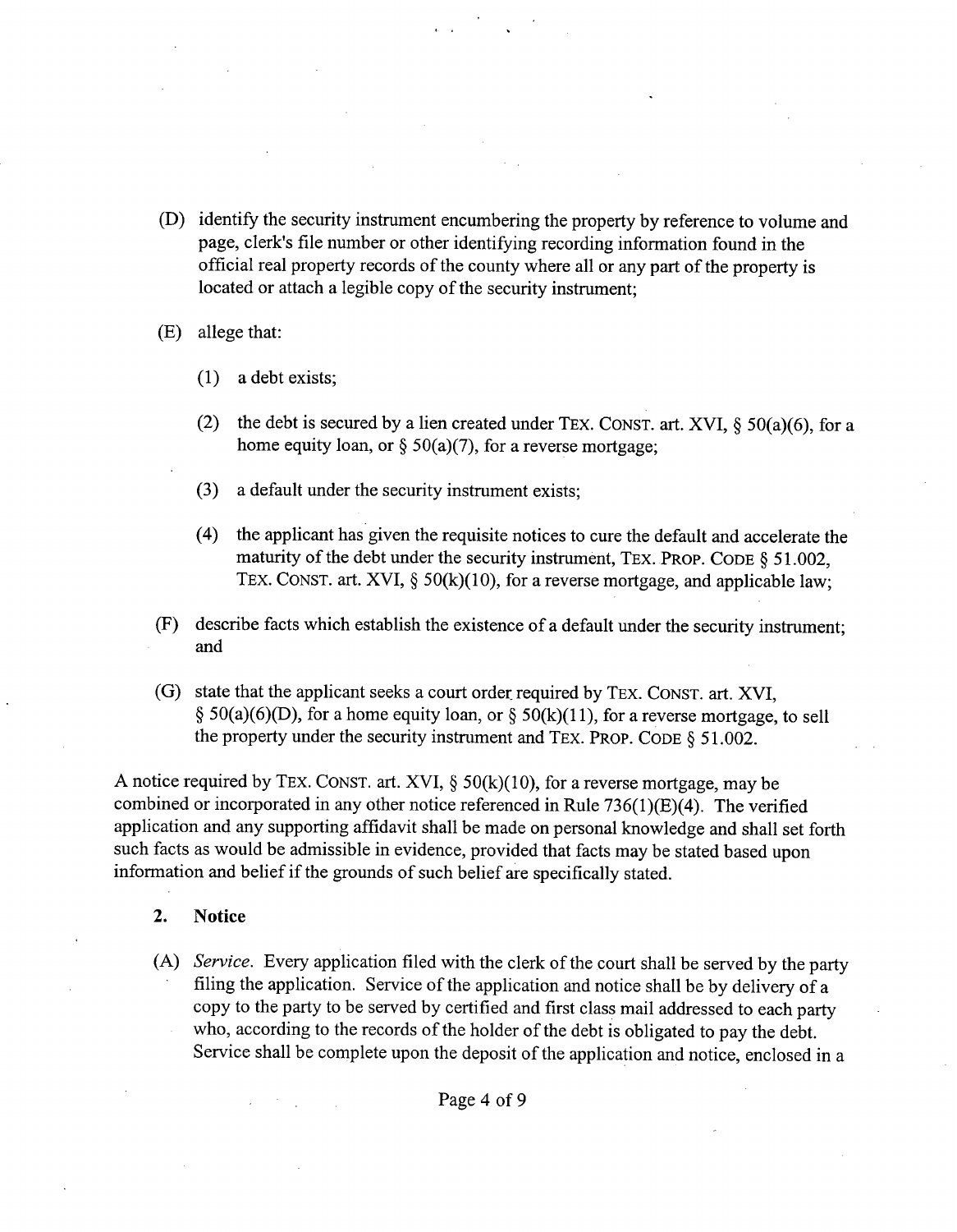(D) identify the security instrument encumbering the property by reference to volume and page, clerk's file number or other identifying recording information found in the official real property records of the county where all or any part of the property is located or attach a legible copy of the security instrument;

(E) allege that:

(1) a debt exists;

(2) the debt is secured by a lien created under TEX. CONST. art. XVI, § 50(a)(6), for a home equity loan, or § 50(a)(7), for a reverse mortgage;

(3) a default under the security instrument exists;

(4) the applicant has given the requisite notices to cure the default and accelerate the maturity of the debt under the security instrument, TEX. PROP. CODE § 51.002, TEX. CONST. art. XVI, § 50(k)(10), for a reverse mortgage, and applicable law;

(F) describe facts which establish the existence of a default under the security instrument; and

(G) state that the applicant seeks a court order required by TEX. CONST. art. XVI, § 50(a)(6)(D), for a home equity loan, or § 50(k)(11), for a reverse mortgage, to sell the property under the security instrument and TEX. PROP. CODE § 51.002.

A notice required by TEX. CONST. art. XVI, § 50(k)(10), for a reverse mortgage, may be combined or incorporated in any other notice referenced in Rule 736(1)(E)(4). The verified application and any supporting affidavit shall be made on personal knowledge and shall set forth such facts as would be admissible in evidence, provided that facts may be stated based upon information and belief if the grounds of such belief are specifically stated.

**2. Notice**

(A) *Service.* Every application filed with the clerk of the court shall be served by the party filing the application. Service of the application and notice shall be by delivery of a copy to the party to be served by certified and first class mail addressed to each party who, according to the records of the holder of the debt is obligated to pay the debt. Service shall be complete upon the deposit of the application and notice, enclosed in a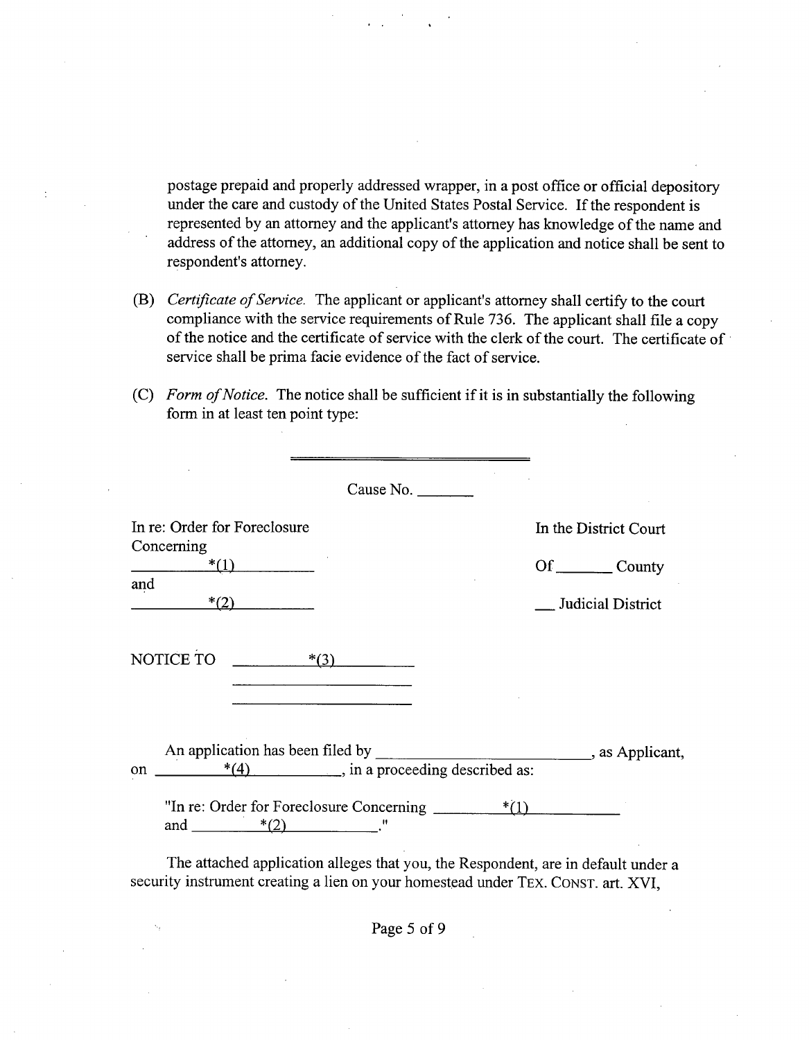postage prepaid and properly addressed wrapper, in a post office or official depository under the care and custody of the United States Postal Service. If the respondent is represented by an attorney and the applicant's attorney has knowledge of the name and address of the attorney, an additional copy of the application and notice shall be sent to respondent's attorney.

(B) *Certificate of Service.* The applicant or applicant's attorney shall certify to the court compliance with the service requirements of Rule 736. The applicant shall file a copy of the notice and the certificate of service with the clerk of the court. The certificate of service shall be prima facie evidence of the fact of service.

(C) *Form of Notice.* The notice shall be sufficient if it is in substantially the following form in at least ten point type:

---

Cause No. _______

| | |
|---|---|
| In re: Order for Foreclosure Concerning | In the District Court |
| ________*(1)________ | Of _______ County |
| and | |
| ________*(2)________ | __ Judicial District |

NOTICE TO ________*(3)________
______________________
______________________

An application has been filed by __________________________, as Applicant, on ________*(4)________, in a proceeding described as:

"In re: Order for Foreclosure Concerning ________*(1)________ and ________*(2)________."

The attached application alleges that you, the Respondent, are in default under a security instrument creating a lien on your homestead under TEX. CONST. art. XVI,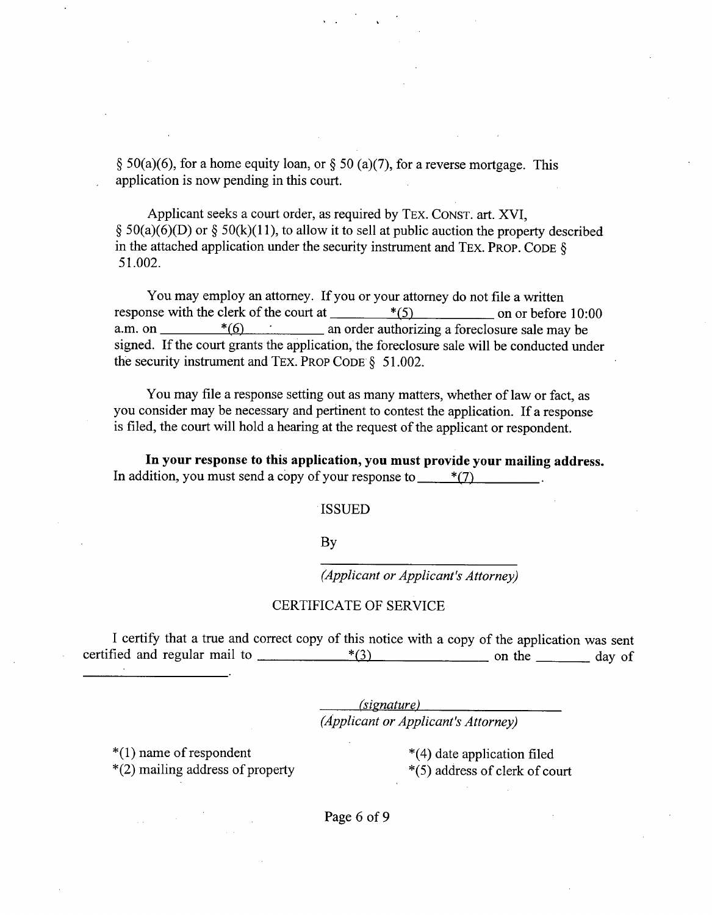§ 50(a)(6), for a home equity loan, or § 50 (a)(7), for a reverse mortgage. This application is now pending in this court.

Applicant seeks a court order, as required by TEX. CONST. art. XVI, § 50(a)(6)(D) or § 50(k)(11), to allow it to sell at public auction the property described in the attached application under the security instrument and TEX. PROP. CODE § 51.002.

You may employ an attorney. If you or your attorney do not file a written response with the clerk of the court at ________*(5)__________ on or before 10:00 a.m. on ________*(6)__________ an order authorizing a foreclosure sale may be signed. If the court grants the application, the foreclosure sale will be conducted under the security instrument and TEX. PROP CODE § 51.002.

You may file a response setting out as many matters, whether of law or fact, as you consider may be necessary and pertinent to contest the application. If a response is filed, the court will hold a hearing at the request of the applicant or respondent.

**In your response to this application, you must provide your mailing address.** In addition, you must send a copy of your response to _____*(7)_________.

ISSUED

By

_____________________________
*(Applicant or Applicant's Attorney)*

CERTIFICATE OF SERVICE

I certify that a true and correct copy of this notice with a copy of the application was sent certified and regular mail to ____________*(3)_______________ on the _______ day of ______________________.

*(signature)*
*(Applicant or Applicant's Attorney)*

*(1) name of respondent
*(2) mailing address of property
*(4) date application filed
*(5) address of clerk of court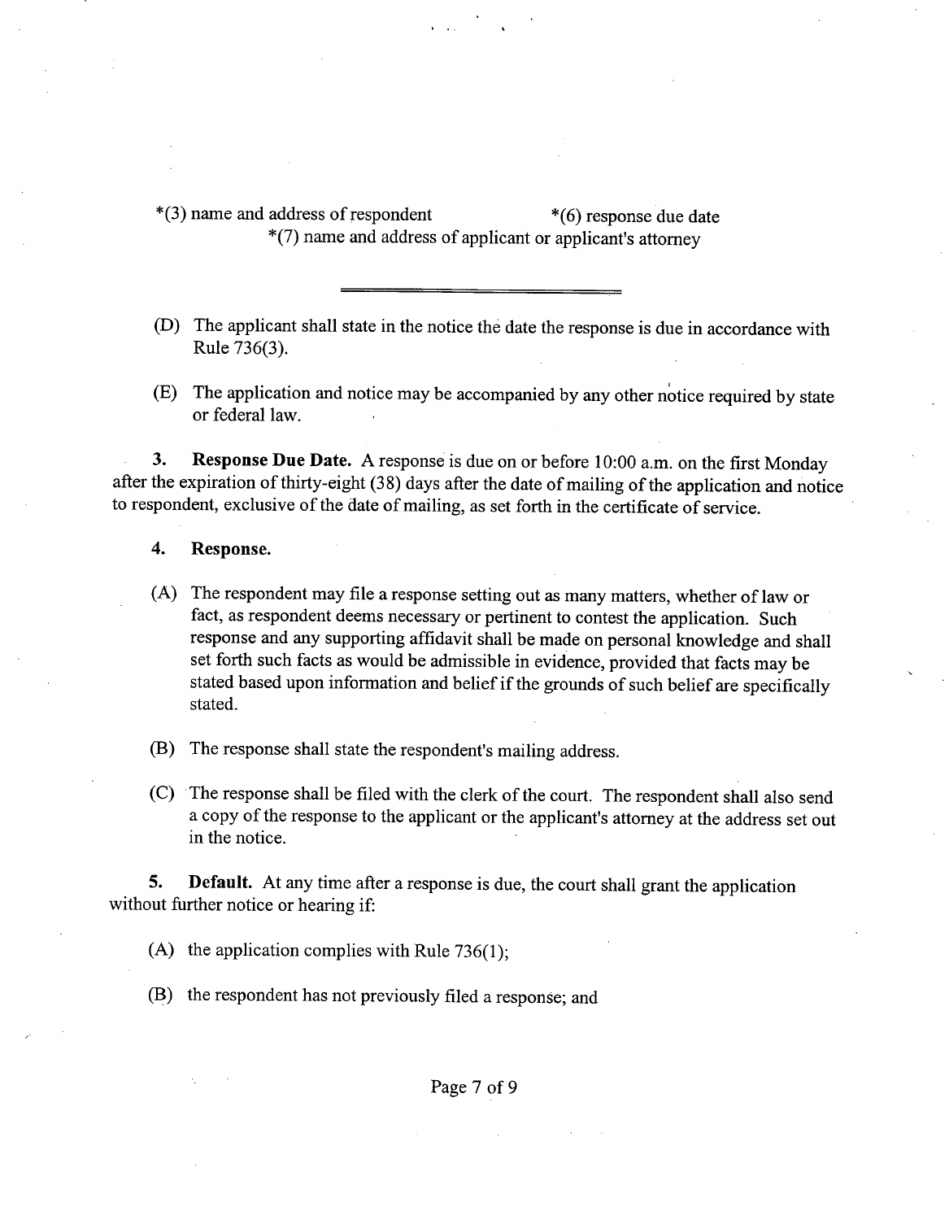*(3) name and address of respondent *(6) response due date
*(7) name and address of applicant or applicant's attorney

---

(D) The applicant shall state in the notice the date the response is due in accordance with Rule 736(3).

(E) The application and notice may be accompanied by any other notice required by state or federal law.

**3. Response Due Date.** A response is due on or before 10:00 a.m. on the first Monday after the expiration of thirty-eight (38) days after the date of mailing of the application and notice to respondent, exclusive of the date of mailing, as set forth in the certificate of service.

**4. Response.**

(A) The respondent may file a response setting out as many matters, whether of law or fact, as respondent deems necessary or pertinent to contest the application. Such response and any supporting affidavit shall be made on personal knowledge and shall set forth such facts as would be admissible in evidence, provided that facts may be stated based upon information and belief if the grounds of such belief are specifically stated.

(B) The response shall state the respondent's mailing address.

(C) The response shall be filed with the clerk of the court. The respondent shall also send a copy of the response to the applicant or the applicant's attorney at the address set out in the notice.

**5. Default.** At any time after a response is due, the court shall grant the application without further notice or hearing if:

(A) the application complies with Rule 736(1);

(B) the respondent has not previously filed a response; and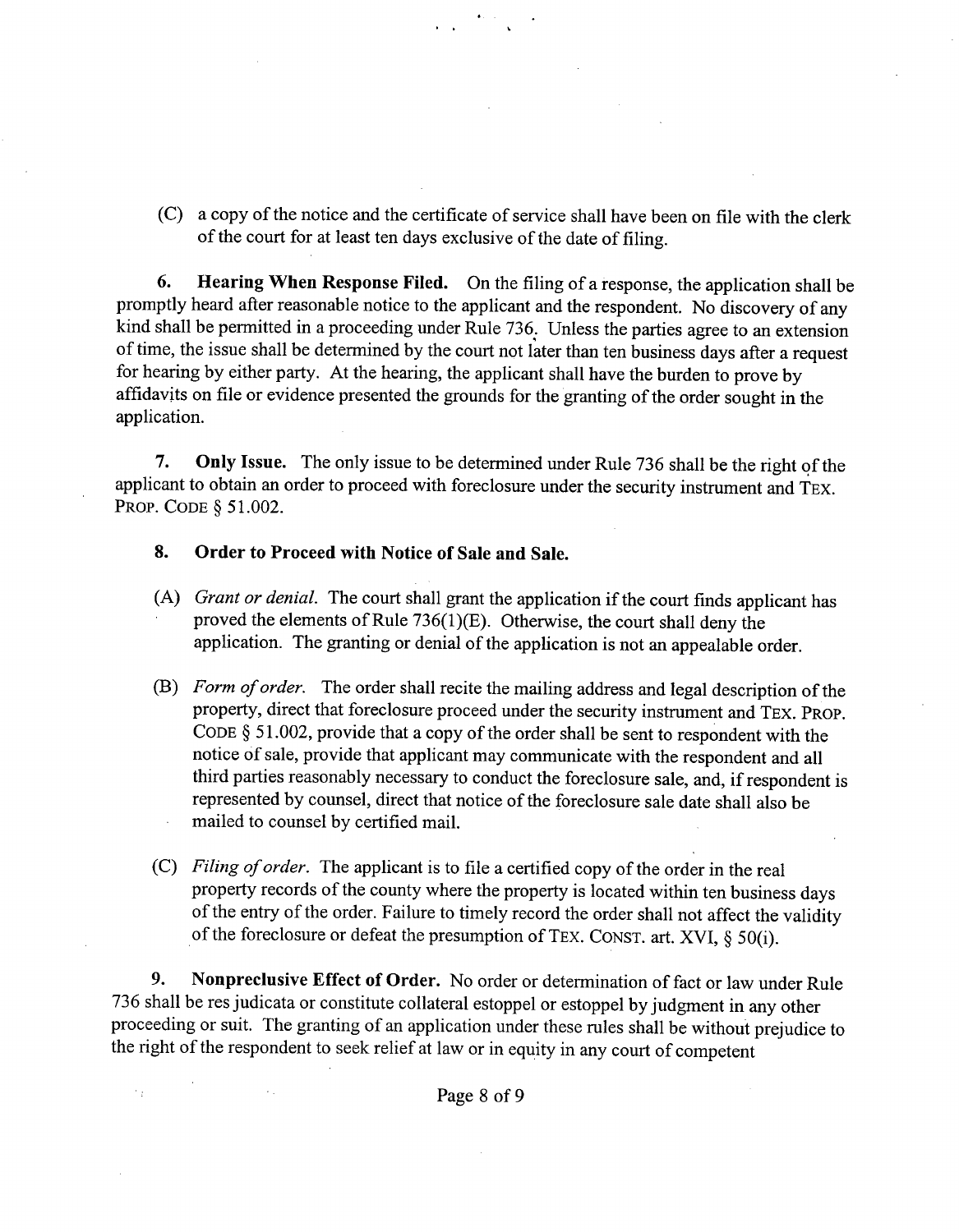(C) a copy of the notice and the certificate of service shall have been on file with the clerk of the court for at least ten days exclusive of the date of filing.

**6. Hearing When Response Filed.** On the filing of a response, the application shall be promptly heard after reasonable notice to the applicant and the respondent. No discovery of any kind shall be permitted in a proceeding under Rule 736. Unless the parties agree to an extension of time, the issue shall be determined by the court not later than ten business days after a request for hearing by either party. At the hearing, the applicant shall have the burden to prove by affidavits on file or evidence presented the grounds for the granting of the order sought in the application.

**7. Only Issue.** The only issue to be determined under Rule 736 shall be the right of the applicant to obtain an order to proceed with foreclosure under the security instrument and TEX. PROP. CODE § 51.002.

**8. Order to Proceed with Notice of Sale and Sale.**

(A) *Grant or denial.* The court shall grant the application if the court finds applicant has proved the elements of Rule 736(1)(E). Otherwise, the court shall deny the application. The granting or denial of the application is not an appealable order.

(B) *Form of order.* The order shall recite the mailing address and legal description of the property, direct that foreclosure proceed under the security instrument and TEX. PROP. CODE § 51.002, provide that a copy of the order shall be sent to respondent with the notice of sale, provide that applicant may communicate with the respondent and all third parties reasonably necessary to conduct the foreclosure sale, and, if respondent is represented by counsel, direct that notice of the foreclosure sale date shall also be mailed to counsel by certified mail.

(C) *Filing of order.* The applicant is to file a certified copy of the order in the real property records of the county where the property is located within ten business days of the entry of the order. Failure to timely record the order shall not affect the validity of the foreclosure or defeat the presumption of TEX. CONST. art. XVI, § 50(i).

**9. Nonpreclusive Effect of Order.** No order or determination of fact or law under Rule 736 shall be res judicata or constitute collateral estoppel or estoppel by judgment in any other proceeding or suit. The granting of an application under these rules shall be without prejudice to the right of the respondent to seek relief at law or in equity in any court of competent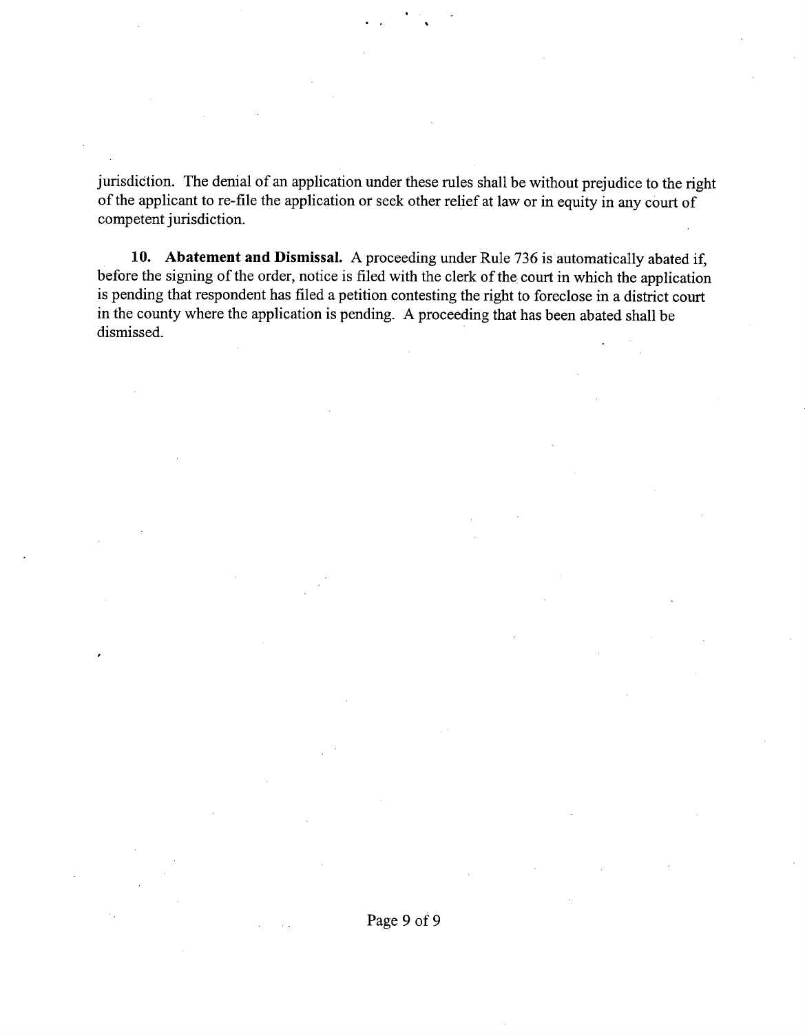jurisdiction. The denial of an application under these rules shall be without prejudice to the right of the applicant to re-file the application or seek other relief at law or in equity in any court of competent jurisdiction.

**10. Abatement and Dismissal.** A proceeding under Rule 736 is automatically abated if, before the signing of the order, notice is filed with the clerk of the court in which the application is pending that respondent has filed a petition contesting the right to foreclose in a district court in the county where the application is pending. A proceeding that has been abated shall be dismissed.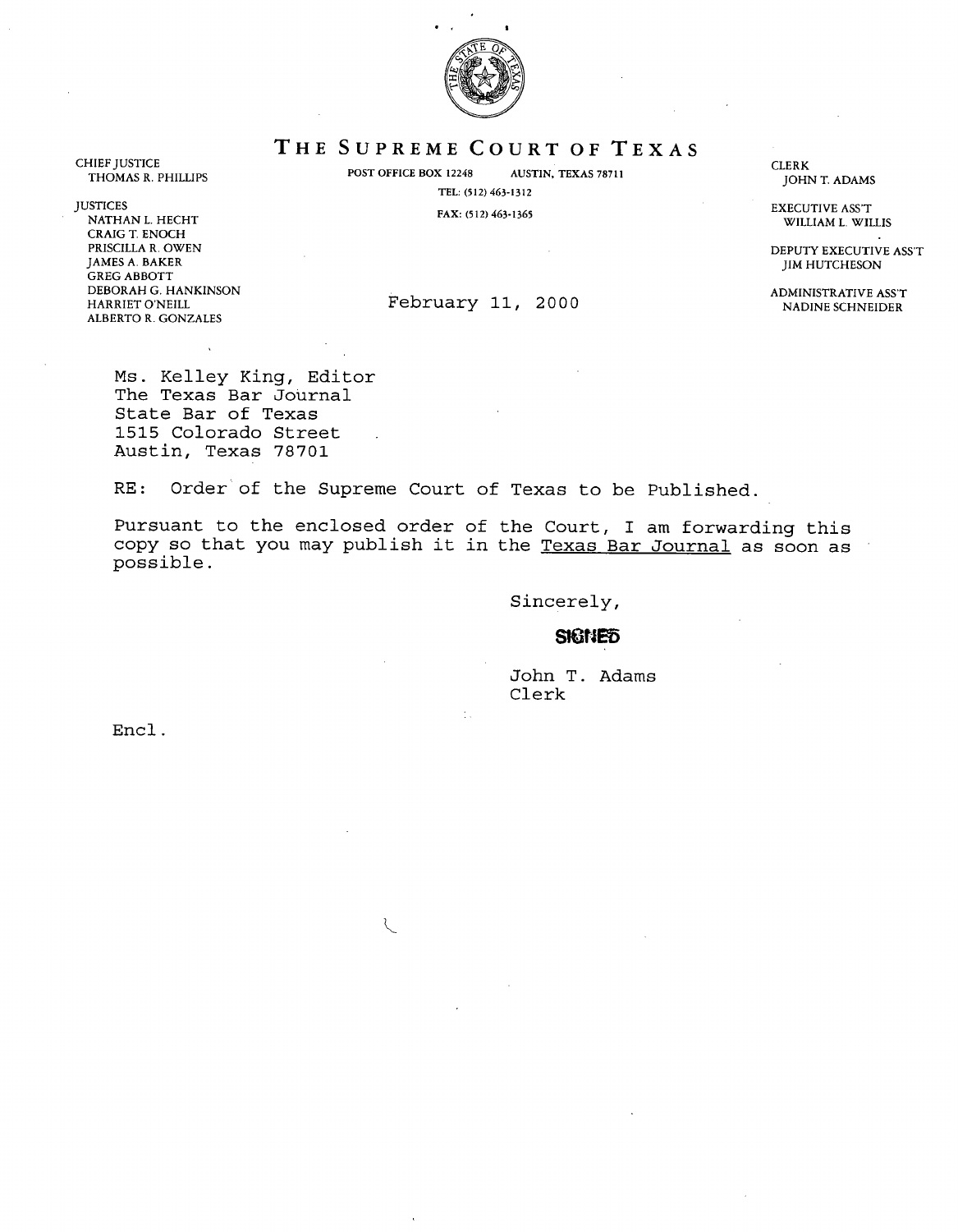# THE SUPREME COURT OF TEXAS

POST OFFICE BOX 12248 AUSTIN, TEXAS 78711
TEL: (512) 463-1312
FAX: (512) 463-1365

CHIEF JUSTICE
THOMAS R. PHILLIPS

JUSTICES
NATHAN L. HECHT
CRAIG T. ENOCH
PRISCILLA R. OWEN
JAMES A. BAKER
GREG ABBOTT
DEBORAH G. HANKINSON
HARRIET O'NEILL
ALBERTO R. GONZALES

CLERK
JOHN T. ADAMS

EXECUTIVE ASS'T
WILLIAM L. WILLIS

DEPUTY EXECUTIVE ASS'T
JIM HUTCHESON

ADMINISTRATIVE ASS'T
NADINE SCHNEIDER

February 11, 2000

Ms. Kelley King, Editor
The Texas Bar Journal
State Bar of Texas
1515 Colorado Street
Austin, Texas 78701

RE: Order of the Supreme Court of Texas to be Published.

Pursuant to the enclosed order of the Court, I am forwarding this copy so that you may publish it in the Texas Bar Journal as soon as possible.

Sincerely,

**SIGNED**

John T. Adams
Clerk

Encl.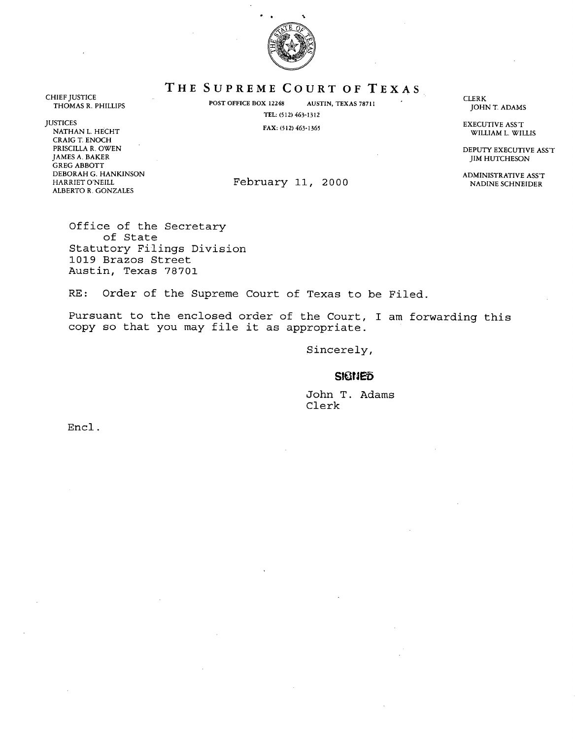# THE SUPREME COURT OF TEXAS

POST OFFICE BOX 12248 AUSTIN, TEXAS 78711

TEL: (512) 463-1312

FAX: (512) 463-1365

CHIEF JUSTICE
THOMAS R. PHILLIPS

JUSTICES
NATHAN L. HECHT
CRAIG T. ENOCH
PRISCILLA R. OWEN
JAMES A. BAKER
GREG ABBOTT
DEBORAH G. HANKINSON
HARRIET O'NEILL
ALBERTO R. GONZALES

CLERK
JOHN T. ADAMS

EXECUTIVE ASS'T
WILLIAM L. WILLIS

DEPUTY EXECUTIVE ASS'T
JIM HUTCHESON

ADMINISTRATIVE ASS'T
NADINE SCHNEIDER

February 11, 2000

Office of the Secretary
of State
Statutory Filings Division
1019 Brazos Street
Austin, Texas 78701

RE: Order of the Supreme Court of Texas to be Filed.

Pursuant to the enclosed order of the Court, I am forwarding this copy so that you may file it as appropriate.

Sincerely,

SIGNED

John T. Adams
Clerk

Encl.